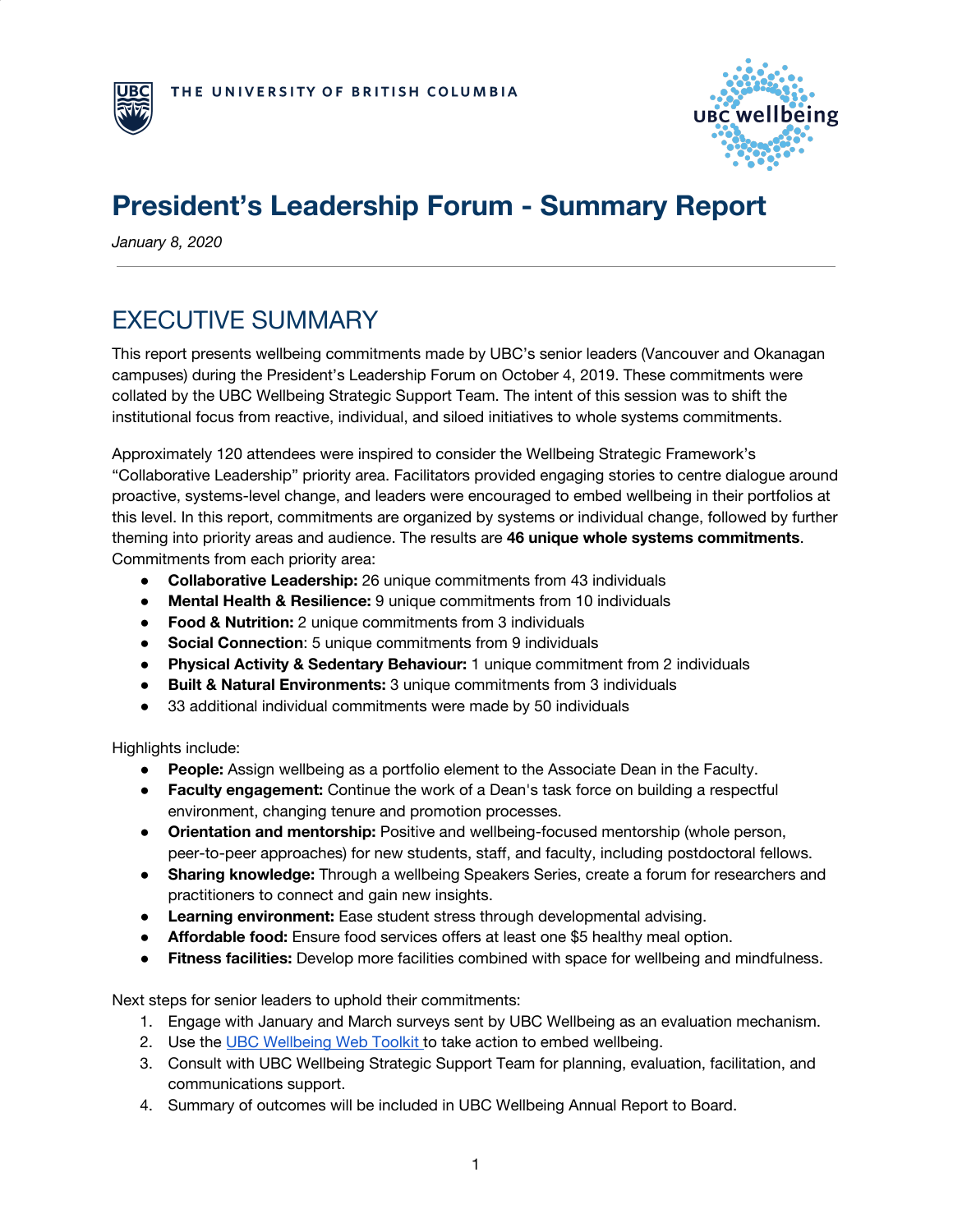THE UNIVERSITY OF BRITISH COLUMBIA

UBC wellbeing

# President's Leadership Forum - Summary Report

*January 8, 2020*

---

## EXECUTIVE SUMMARY

This report presents wellbeing commitments made by UBC's senior leaders (Vancouver and Okanagan campuses) during the President's Leadership Forum on October 4, 2019. These commitments were collated by the UBC Wellbeing Strategic Support Team. The intent of this session was to shift the institutional focus from reactive, individual, and siloed initiatives to whole systems commitments.

Approximately 120 attendees were inspired to consider the Wellbeing Strategic Framework's "Collaborative Leadership" priority area. Facilitators provided engaging stories to centre dialogue around proactive, systems-level change, and leaders were encouraged to embed wellbeing in their portfolios at this level. In this report, commitments are organized by systems or individual change, followed by further theming into priority areas and audience. The results are **46 unique whole systems commitments**. Commitments from each priority area:

- **Collaborative Leadership:** 26 unique commitments from 43 individuals
- **Mental Health & Resilience:** 9 unique commitments from 10 individuals
- **Food & Nutrition:** 2 unique commitments from 3 individuals
- **Social Connection**: 5 unique commitments from 9 individuals
- **Physical Activity & Sedentary Behaviour:** 1 unique commitment from 2 individuals
- **Built & Natural Environments:** 3 unique commitments from 3 individuals
- 33 additional individual commitments were made by 50 individuals

Highlights include:

- **People:** Assign wellbeing as a portfolio element to the Associate Dean in the Faculty.
- **Faculty engagement:** Continue the work of a Dean's task force on building a respectful environment, changing tenure and promotion processes.
- **Orientation and mentorship:** Positive and wellbeing-focused mentorship (whole person, peer-to-peer approaches) for new students, staff, and faculty, including postdoctoral fellows.
- **Sharing knowledge:** Through a wellbeing Speakers Series, create a forum for researchers and practitioners to connect and gain new insights.
- **Learning environment:** Ease student stress through developmental advising.
- **Affordable food:** Ensure food services offers at least one $5 healthy meal option.
- **Fitness facilities:** Develop more facilities combined with space for wellbeing and mindfulness.

Next steps for senior leaders to uphold their commitments:

1. Engage with January and March surveys sent by UBC Wellbeing as an evaluation mechanism.
2. Use the UBC Wellbeing Web Toolkit to take action to embed wellbeing.
3. Consult with UBC Wellbeing Strategic Support Team for planning, evaluation, facilitation, and communications support.
4. Summary of outcomes will be included in UBC Wellbeing Annual Report to Board.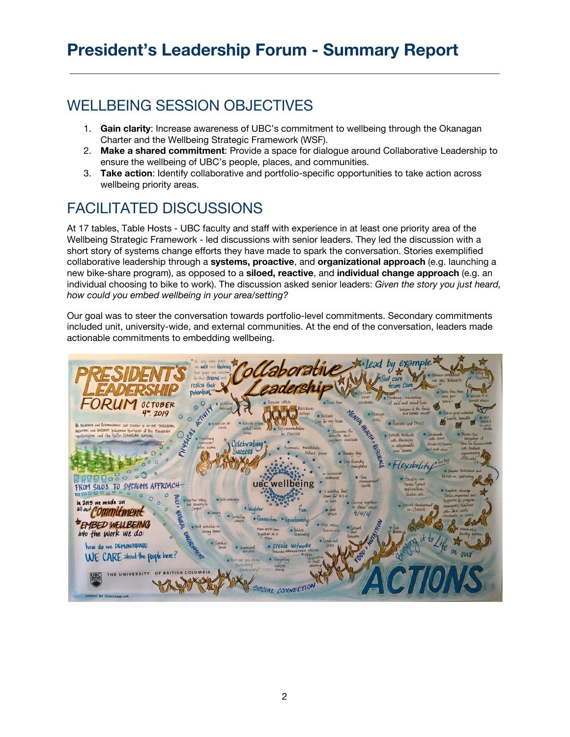# President's Leadership Forum - Summary Report

## WELLBEING SESSION OBJECTIVES

1. **Gain clarity**: Increase awareness of UBC's commitment to wellbeing through the Okanagan Charter and the Wellbeing Strategic Framework (WSF).
2. **Make a shared commitment**: Provide a space for dialogue around Collaborative Leadership to ensure the wellbeing of UBC's people, places, and communities.
3. **Take action**: Identify collaborative and portfolio-specific opportunities to take action across wellbeing priority areas.

## FACILITATED DISCUSSIONS

At 17 tables, Table Hosts - UBC faculty and staff with experience in at least one priority area of the Wellbeing Strategic Framework - led discussions with senior leaders. They led the discussion with a short story of systems change efforts they have made to spark the conversation. Stories exemplified collaborative leadership through a **systems, proactive**, and **organizational approach** (e.g. launching a new bike-share program), as opposed to a **siloed, reactive**, and **individual change approach** (e.g. an individual choosing to bike to work). The discussion asked senior leaders: *Given the story you just heard, how could you embed wellbeing in your area/setting?*

Our goal was to steer the conversation towards portfolio-level commitments. Secondary commitments included unit, university-wide, and external communities. At the end of the conversation, leaders made actionable commitments to embedding wellbeing.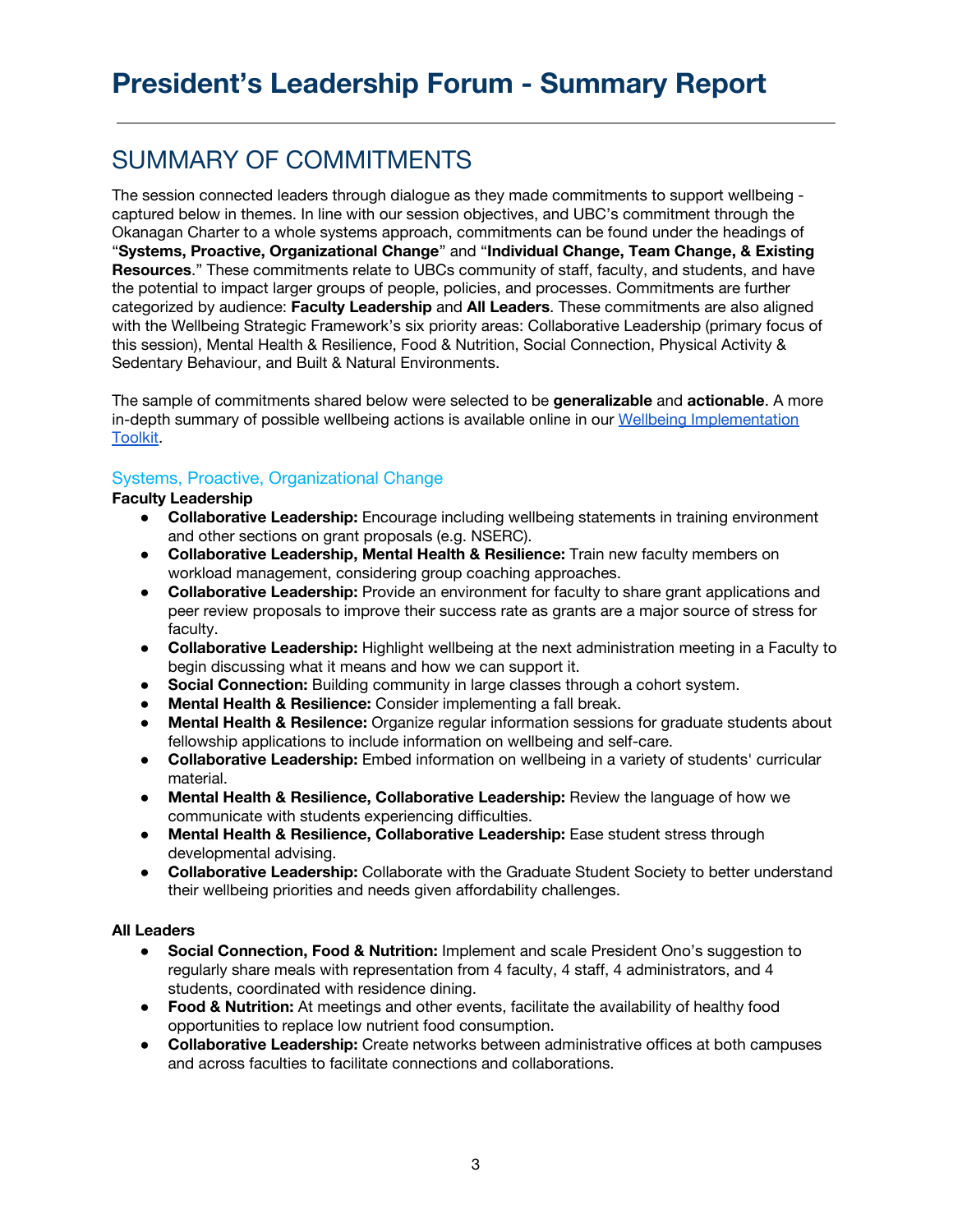# President's Leadership Forum - Summary Report

## SUMMARY OF COMMITMENTS

The session connected leaders through dialogue as they made commitments to support wellbeing - captured below in themes. In line with our session objectives, and UBC's commitment through the Okanagan Charter to a whole systems approach, commitments can be found under the headings of "**Systems, Proactive, Organizational Change**" and "**Individual Change, Team Change, & Existing Resources**." These commitments relate to UBCs community of staff, faculty, and students, and have the potential to impact larger groups of people, policies, and processes. Commitments are further categorized by audience: **Faculty Leadership** and **All Leaders**. These commitments are also aligned with the Wellbeing Strategic Framework's six priority areas: Collaborative Leadership (primary focus of this session), Mental Health & Resilience, Food & Nutrition, Social Connection, Physical Activity & Sedentary Behaviour, and Built & Natural Environments.

The sample of commitments shared below were selected to be **generalizable** and **actionable**. A more in-depth summary of possible wellbeing actions is available online in our Wellbeing Implementation Toolkit.

### Systems, Proactive, Organizational Change

**Faculty Leadership**

- **Collaborative Leadership:** Encourage including wellbeing statements in training environment and other sections on grant proposals (e.g. NSERC).
- **Collaborative Leadership, Mental Health & Resilience:** Train new faculty members on workload management, considering group coaching approaches.
- **Collaborative Leadership:** Provide an environment for faculty to share grant applications and peer review proposals to improve their success rate as grants are a major source of stress for faculty.
- **Collaborative Leadership:** Highlight wellbeing at the next administration meeting in a Faculty to begin discussing what it means and how we can support it.
- **Social Connection:** Building community in large classes through a cohort system.
- **Mental Health & Resilence:** Consider implementing a fall break.
- **Mental Health & Resilence:** Organize regular information sessions for graduate students about fellowship applications to include information on wellbeing and self-care.
- **Collaborative Leadership:** Embed information on wellbeing in a variety of students' curricular material.
- **Mental Health & Resilience, Collaborative Leadership:** Review the language of how we communicate with students experiencing difficulties.
- **Mental Health & Resilience, Collaborative Leadership:** Ease student stress through developmental advising.
- **Collaborative Leadership:** Collaborate with the Graduate Student Society to better understand their wellbeing priorities and needs given affordability challenges.

**All Leaders**

- **Social Connection, Food & Nutrition:** Implement and scale President Ono's suggestion to regularly share meals with representation from 4 faculty, 4 staff, 4 administrators, and 4 students, coordinated with residence dining.
- **Food & Nutrition:** At meetings and other events, facilitate the availability of healthy food opportunities to replace low nutrient food consumption.
- **Collaborative Leadership:** Create networks between administrative offices at both campuses and across faculties to facilitate connections and collaborations.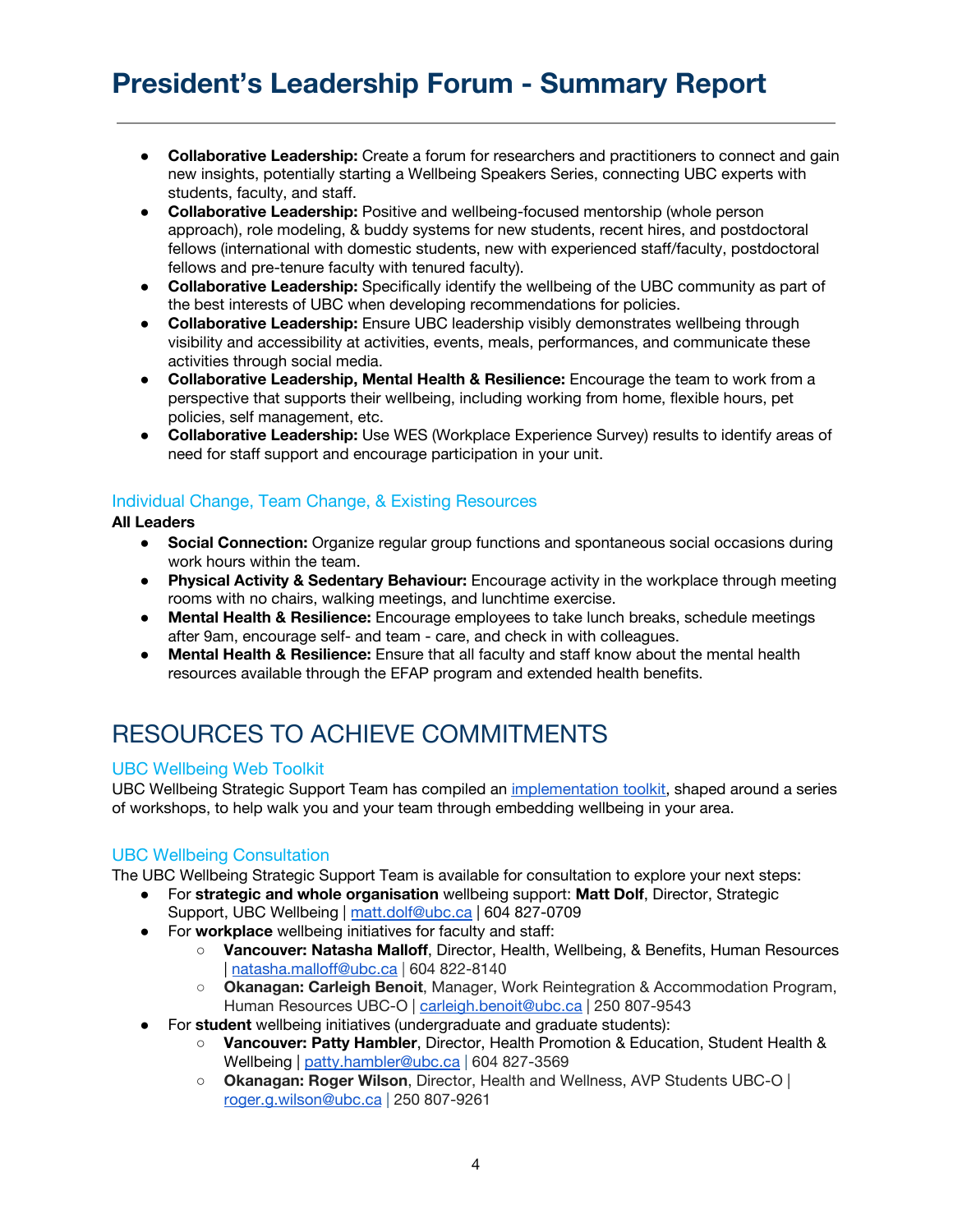- **Collaborative Leadership:** Create a forum for researchers and practitioners to connect and gain new insights, potentially starting a Wellbeing Speakers Series, connecting UBC experts with students, faculty, and staff.
- **Collaborative Leadership:** Positive and wellbeing-focused mentorship (whole person approach), role modeling, & buddy systems for new students, recent hires, and postdoctoral fellows (international with domestic students, new with experienced staff/faculty, postdoctoral fellows and pre-tenure faculty with tenured faculty).
- **Collaborative Leadership:** Specifically identify the wellbeing of the UBC community as part of the best interests of UBC when developing recommendations for policies.
- **Collaborative Leadership:** Ensure UBC leadership visibly demonstrates wellbeing through visibility and accessibility at activities, events, meals, performances, and communicate these activities through social media.
- **Collaborative Leadership, Mental Health & Resilience:** Encourage the team to work from a perspective that supports their wellbeing, including working from home, flexible hours, pet policies, self management, etc.
- **Collaborative Leadership:** Use WES (Workplace Experience Survey) results to identify areas of need for staff support and encourage participation in your unit.

### Individual Change, Team Change, & Existing Resources

**All Leaders**

- **Social Connection:** Organize regular group functions and spontaneous social occasions during work hours within the team.
- **Physical Activity & Sedentary Behaviour:** Encourage activity in the workplace through meeting rooms with no chairs, walking meetings, and lunchtime exercise.
- **Mental Health & Resilience:** Encourage employees to take lunch breaks, schedule meetings after 9am, encourage self- and team - care, and check in with colleagues.
- **Mental Health & Resilience:** Ensure that all faculty and staff know about the mental health resources available through the EFAP program and extended health benefits.

## RESOURCES TO ACHIEVE COMMITMENTS

### UBC Wellbeing Web Toolkit

UBC Wellbeing Strategic Support Team has compiled an implementation toolkit, shaped around a series of workshops, to help walk you and your team through embedding wellbeing in your area.

### UBC Wellbeing Consultation

The UBC Wellbeing Strategic Support Team is available for consultation to explore your next steps:

- For **strategic and whole organisation** wellbeing support: **Matt Dolf**, Director, Strategic Support, UBC Wellbeing | matt.dolf@ubc.ca | 604 827-0709
- For **workplace** wellbeing initiatives for faculty and staff:
  - **Vancouver: Natasha Malloff**, Director, Health, Wellbeing, & Benefits, Human Resources | natasha.malloff@ubc.ca | 604 822-8140
  - **Okanagan: Carleigh Benoit**, Manager, Work Reintegration & Accommodation Program, Human Resources UBC-O | carleigh.benoit@ubc.ca | 250 807-9543
- For **student** wellbeing initiatives (undergraduate and graduate students):
  - **Vancouver: Patty Hambler**, Director, Health Promotion & Education, Student Health & Wellbeing | patty.hambler@ubc.ca | 604 827-3569
  - **Okanagan: Roger Wilson**, Director, Health and Wellness, AVP Students UBC-O | roger.g.wilson@ubc.ca | 250 807-9261